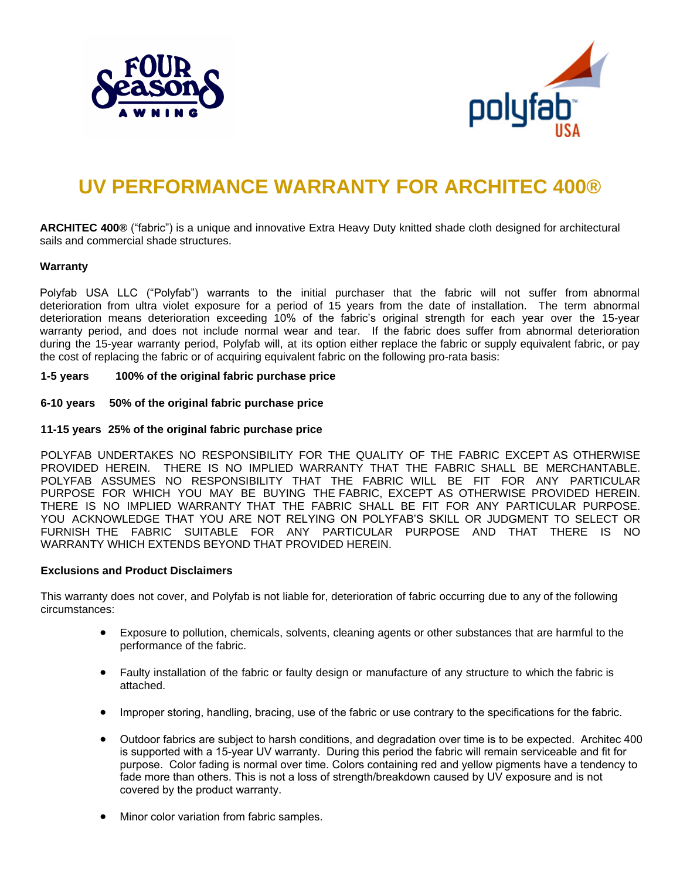# UV PERFORMANCE WARRANTY FOR ARCHITEC 400®

**ARCHITEC 400®** ("fabric") is a unique and innovative Extra Heavy Duty knitted shade cloth designed for architectural sails and commercial shade structures.

**Warranty**

Polyfab USA LLC ("Polyfab") warrants to the initial purchaser that the fabric will not suffer from abnormal deterioration from ultra violet exposure for a period of 15 years from the date of installation. The term abnormal deterioration means deterioration exceeding 10% of the fabric's original strength for each year over the 15-year warranty period, and does not include normal wear and tear. If the fabric does suffer from abnormal deterioration during the 15-year warranty period, Polyfab will, at its option either replace the fabric or supply equivalent fabric, or pay the cost of replacing the fabric or of acquiring equivalent fabric on the following pro-rata basis:

**1-5 years 100% of the original fabric purchase price**

**6-10 years 50% of the original fabric purchase price**

**11-15 years 25% of the original fabric purchase price**

POLYFAB UNDERTAKES NO RESPONSIBILITY FOR THE QUALITY OF THE FABRIC EXCEPT AS OTHERWISE PROVIDED HEREIN. THERE IS NO IMPLIED WARRANTY THAT THE FABRIC SHALL BE MERCHANTABLE. POLYFAB ASSUMES NO RESPONSIBILITY THAT THE FABRIC WILL BE FIT FOR ANY PARTICULAR PURPOSE FOR WHICH YOU MAY BE BUYING THE FABRIC, EXCEPT AS OTHERWISE PROVIDED HEREIN. THERE IS NO IMPLIED WARRANTY THAT THE FABRIC SHALL BE FIT FOR ANY PARTICULAR PURPOSE. YOU ACKNOWLEDGE THAT YOU ARE NOT RELYING ON POLYFAB'S SKILL OR JUDGMENT TO SELECT OR FURNISH THE FABRIC SUITABLE FOR ANY PARTICULAR PURPOSE AND THAT THERE IS NO WARRANTY WHICH EXTENDS BEYOND THAT PROVIDED HEREIN.

**Exclusions and Product Disclaimers**

This warranty does not cover, and Polyfab is not liable for, deterioration of fabric occurring due to any of the following circumstances:

- Exposure to pollution, chemicals, solvents, cleaning agents or other substances that are harmful to the performance of the fabric.
- Faulty installation of the fabric or faulty design or manufacture of any structure to which the fabric is attached.
- Improper storing, handling, bracing, use of the fabric or use contrary to the specifications for the fabric.
- Outdoor fabrics are subject to harsh conditions, and degradation over time is to be expected. Architec 400 is supported with a 15-year UV warranty. During this period the fabric will remain serviceable and fit for purpose. Color fading is normal over time. Colors containing red and yellow pigments have a tendency to fade more than others. This is not a loss of strength/breakdown caused by UV exposure and is not covered by the product warranty.
- Minor color variation from fabric samples.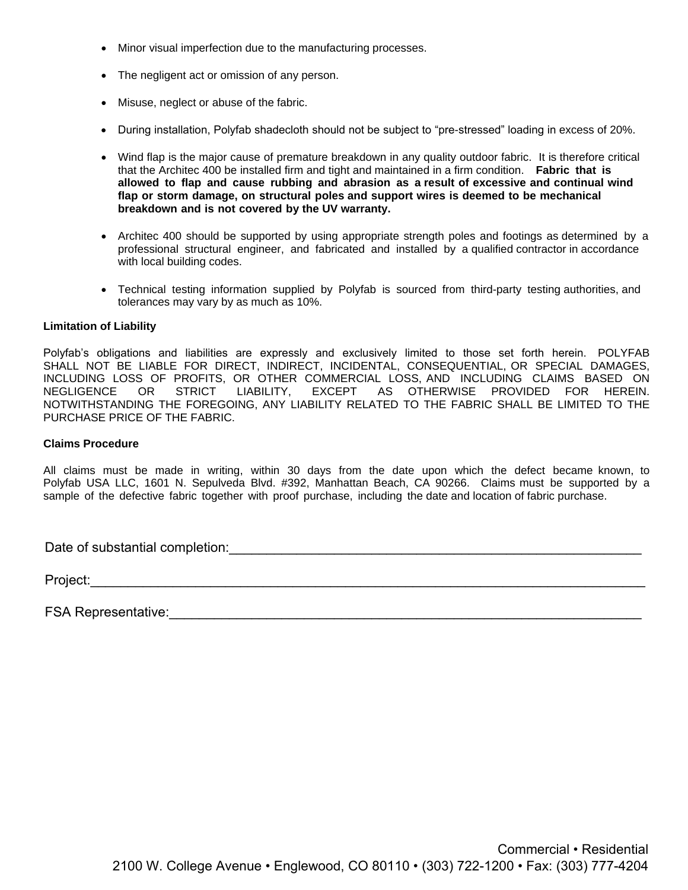- Minor visual imperfection due to the manufacturing processes.
- The negligent act or omission of any person.
- Misuse, neglect or abuse of the fabric.
- During installation, Polyfab shadecloth should not be subject to “pre-stressed” loading in excess of 20%.
- Wind flap is the major cause of premature breakdown in any quality outdoor fabric. It is therefore critical that the Architec 400 be installed firm and tight and maintained in a firm condition. **Fabric that is allowed to flap and cause rubbing and abrasion as a result of excessive and continual wind flap or storm damage, on structural poles and support wires is deemed to be mechanical breakdown and is not covered by the UV warranty.**
- Architec 400 should be supported by using appropriate strength poles and footings as determined by a professional structural engineer, and fabricated and installed by a qualified contractor in accordance with local building codes.
- Technical testing information supplied by Polyfab is sourced from third-party testing authorities, and tolerances may vary by as much as 10%.

**Limitation of Liability**

Polyfab’s obligations and liabilities are expressly and exclusively limited to those set forth herein. POLYFAB SHALL NOT BE LIABLE FOR DIRECT, INDIRECT, INCIDENTAL, CONSEQUENTIAL, OR SPECIAL DAMAGES, INCLUDING LOSS OF PROFITS, OR OTHER COMMERCIAL LOSS, AND INCLUDING CLAIMS BASED ON NEGLIGENCE OR STRICT LIABILITY, EXCEPT AS OTHERWISE PROVIDED FOR HEREIN. NOTWITHSTANDING THE FOREGOING, ANY LIABILITY RELATED TO THE FABRIC SHALL BE LIMITED TO THE PURCHASE PRICE OF THE FABRIC.

**Claims Procedure**

All claims must be made in writing, within 30 days from the date upon which the defect became known, to Polyfab USA LLC, 1601 N. Sepulveda Blvd. #392, Manhattan Beach, CA 90266. Claims must be supported by a sample of the defective fabric together with proof purchase, including the date and location of fabric purchase.

Date of substantial completion:______________________________________________________

Project:_________________________________________________________________________

FSA Representative:_______________________________________________________________

Commercial • Residential
2100 W. College Avenue • Englewood, CO 80110 • (303) 722-1200 • Fax: (303) 777-4204